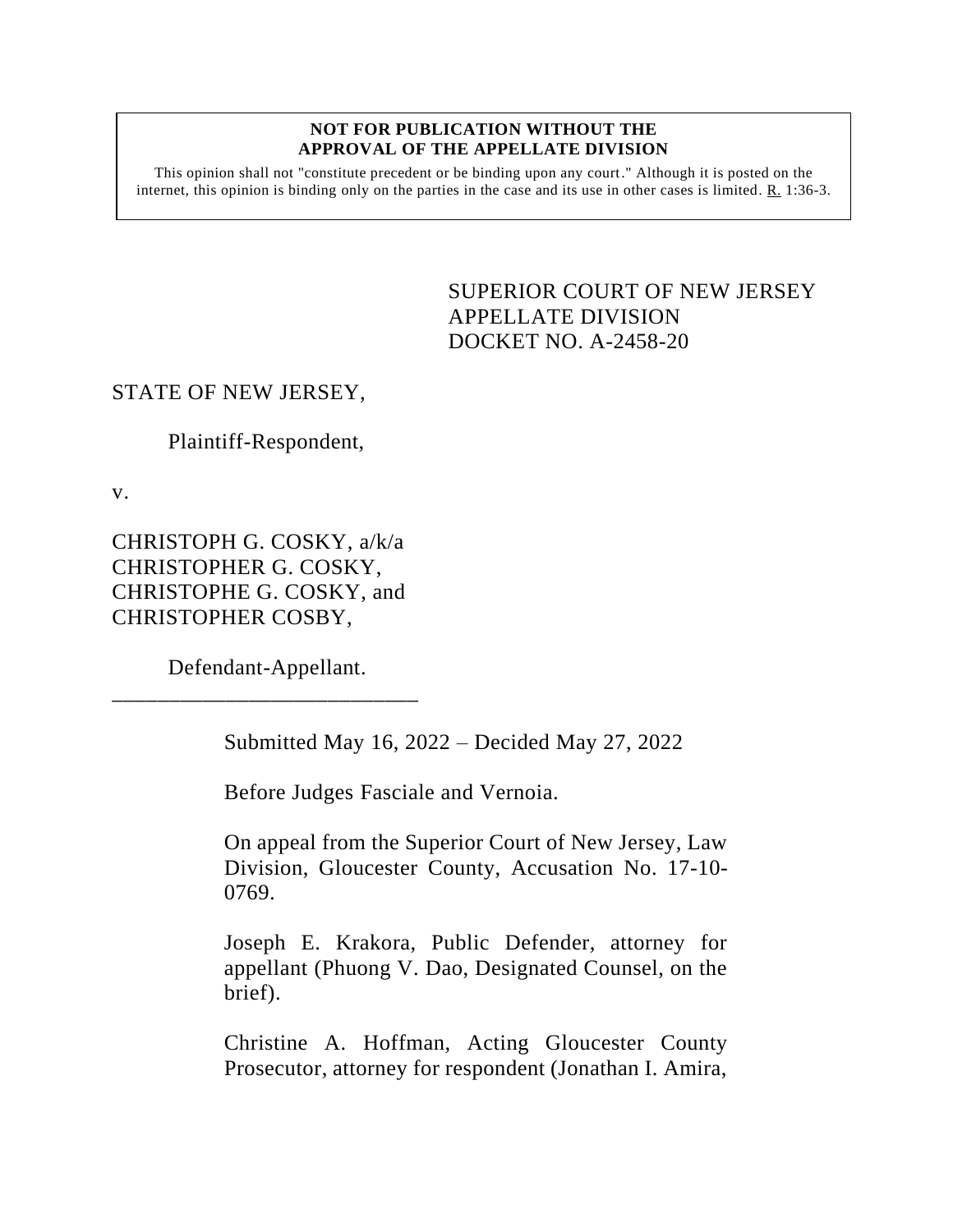**NOT FOR PUBLICATION WITHOUT THE APPROVAL OF THE APPELLATE DIVISION**

This opinion shall not "constitute precedent or be binding upon any court." Although it is posted on the internet, this opinion is binding only on the parties in the case and its use in other cases is limited. R. 1:36-3.

SUPERIOR COURT OF NEW JERSEY
APPELLATE DIVISION
DOCKET NO. A-2458-20

STATE OF NEW JERSEY,

Plaintiff-Respondent,

v.

CHRISTOPH G. COSKY, a/k/a CHRISTOPHER G. COSKY, CHRISTOPHE G. COSKY, and CHRISTOPHER COSBY,

Defendant-Appellant.

---

Submitted May 16, 2022 – Decided May 27, 2022

Before Judges Fasciale and Vernoia.

On appeal from the Superior Court of New Jersey, Law Division, Gloucester County, Accusation No. 17-10-0769.

Joseph E. Krakora, Public Defender, attorney for appellant (Phuong V. Dao, Designated Counsel, on the brief).

Christine A. Hoffman, Acting Gloucester County Prosecutor, attorney for respondent (Jonathan I. Amira,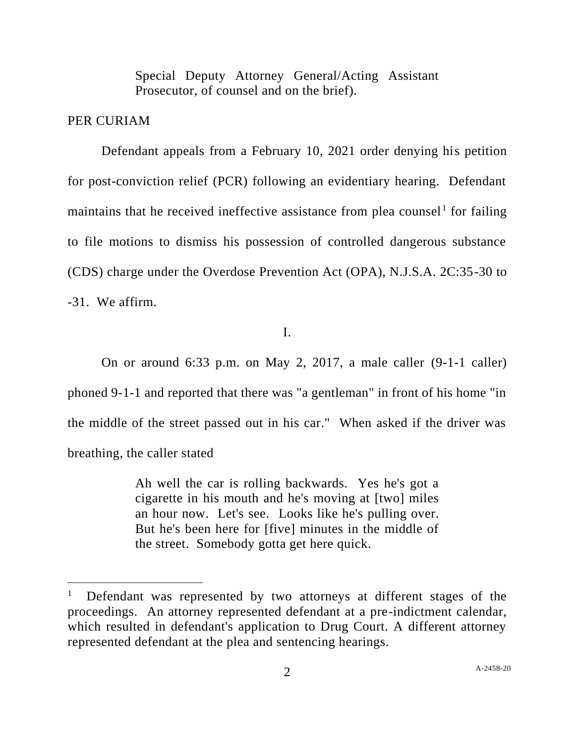Special Deputy Attorney General/Acting Assistant Prosecutor, of counsel and on the brief).

PER CURIAM

Defendant appeals from a February 10, 2021 order denying his petition for post-conviction relief (PCR) following an evidentiary hearing. Defendant maintains that he received ineffective assistance from plea counsel[1] for failing to file motions to dismiss his possession of controlled dangerous substance (CDS) charge under the Overdose Prevention Act (OPA), N.J.S.A. 2C:35-30 to -31. We affirm.

I.

On or around 6:33 p.m. on May 2, 2017, a male caller (9-1-1 caller) phoned 9-1-1 and reported that there was "a gentleman" in front of his home "in the middle of the street passed out in his car." When asked if the driver was breathing, the caller stated

> Ah well the car is rolling backwards. Yes he's got a cigarette in his mouth and he's moving at [two] miles an hour now. Let's see. Looks like he's pulling over. But he's been here for [five] minutes in the middle of the street. Somebody gotta get here quick.

---

[1] Defendant was represented by two attorneys at different stages of the proceedings. An attorney represented defendant at a pre-indictment calendar, which resulted in defendant's application to Drug Court. A different attorney represented defendant at the plea and sentencing hearings.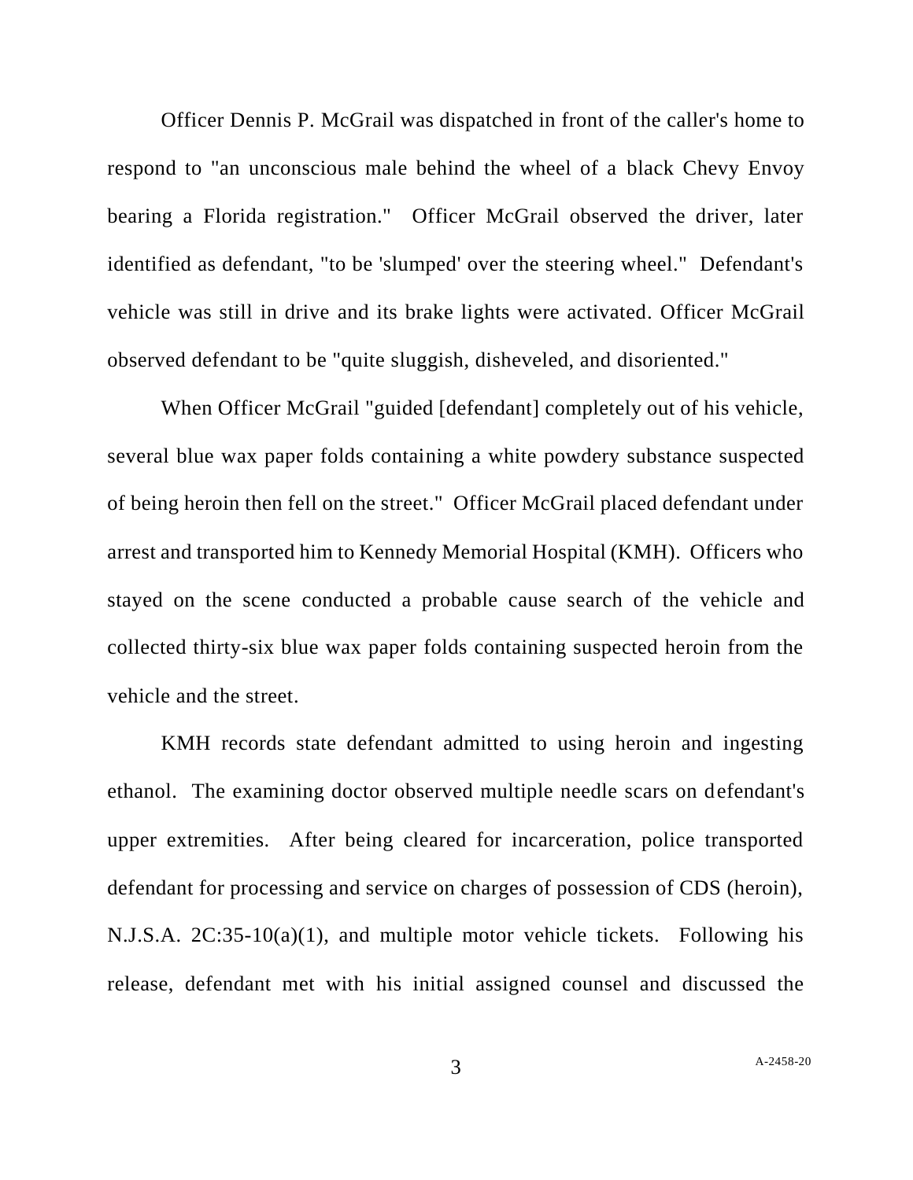Officer Dennis P. McGrail was dispatched in front of the caller's home to respond to "an unconscious male behind the wheel of a black Chevy Envoy bearing a Florida registration." Officer McGrail observed the driver, later identified as defendant, "to be 'slumped' over the steering wheel." Defendant's vehicle was still in drive and its brake lights were activated. Officer McGrail observed defendant to be "quite sluggish, disheveled, and disoriented."

When Officer McGrail "guided [defendant] completely out of his vehicle, several blue wax paper folds containing a white powdery substance suspected of being heroin then fell on the street." Officer McGrail placed defendant under arrest and transported him to Kennedy Memorial Hospital (KMH). Officers who stayed on the scene conducted a probable cause search of the vehicle and collected thirty-six blue wax paper folds containing suspected heroin from the vehicle and the street.

KMH records state defendant admitted to using heroin and ingesting ethanol. The examining doctor observed multiple needle scars on defendant's upper extremities. After being cleared for incarceration, police transported defendant for processing and service on charges of possession of CDS (heroin), N.J.S.A. 2C:35-10(a)(1), and multiple motor vehicle tickets. Following his release, defendant met with his initial assigned counsel and discussed the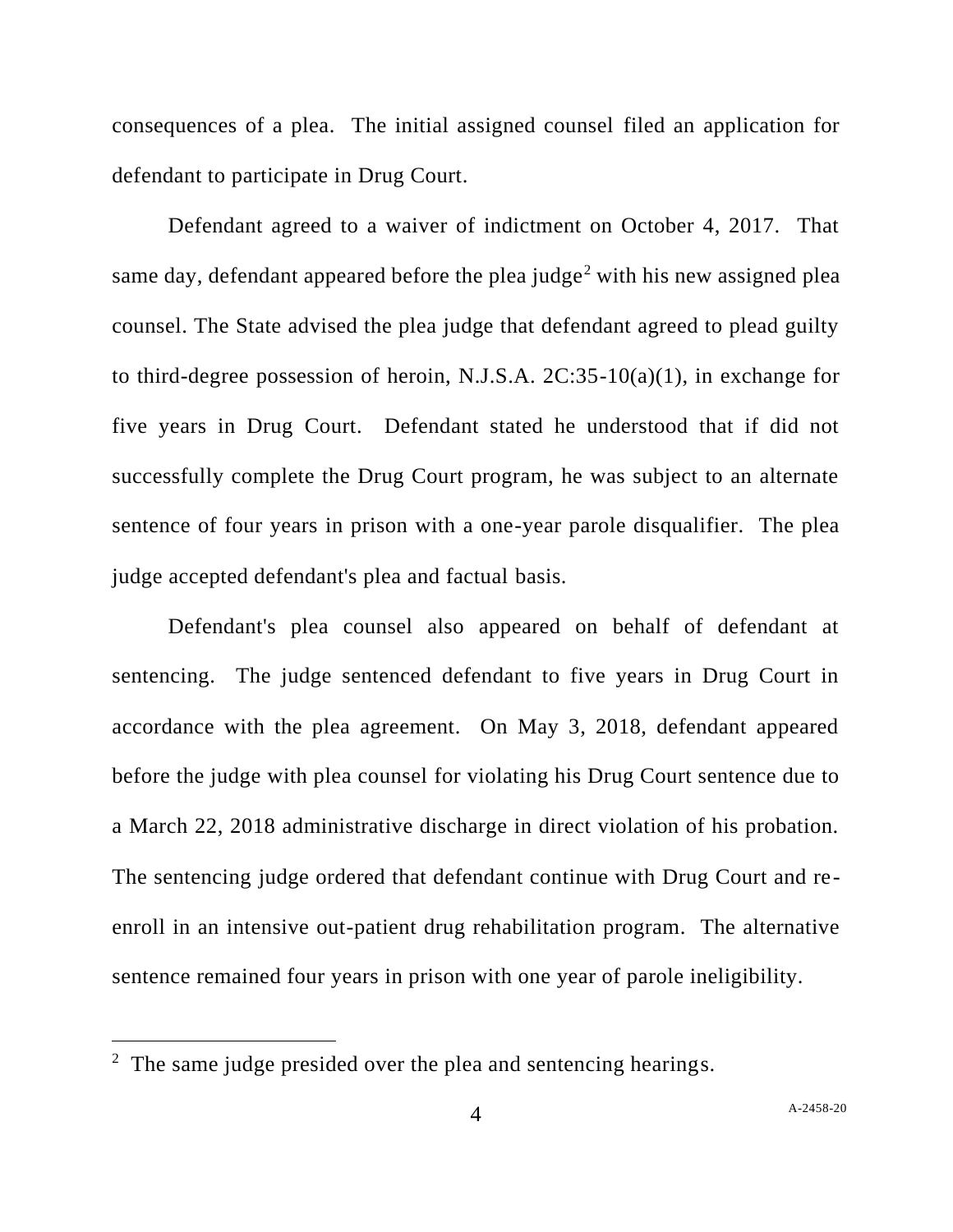consequences of a plea. The initial assigned counsel filed an application for defendant to participate in Drug Court.

Defendant agreed to a waiver of indictment on October 4, 2017. That same day, defendant appeared before the plea judge[2] with his new assigned plea counsel. The State advised the plea judge that defendant agreed to plead guilty to third-degree possession of heroin, N.J.S.A. 2C:35-10(a)(1), in exchange for five years in Drug Court. Defendant stated he understood that if did not successfully complete the Drug Court program, he was subject to an alternate sentence of four years in prison with a one-year parole disqualifier. The plea judge accepted defendant's plea and factual basis.

Defendant's plea counsel also appeared on behalf of defendant at sentencing. The judge sentenced defendant to five years in Drug Court in accordance with the plea agreement. On May 3, 2018, defendant appeared before the judge with plea counsel for violating his Drug Court sentence due to a March 22, 2018 administrative discharge in direct violation of his probation. The sentencing judge ordered that defendant continue with Drug Court and re-enroll in an intensive out-patient drug rehabilitation program. The alternative sentence remained four years in prison with one year of parole ineligibility.

[2] The same judge presided over the plea and sentencing hearings.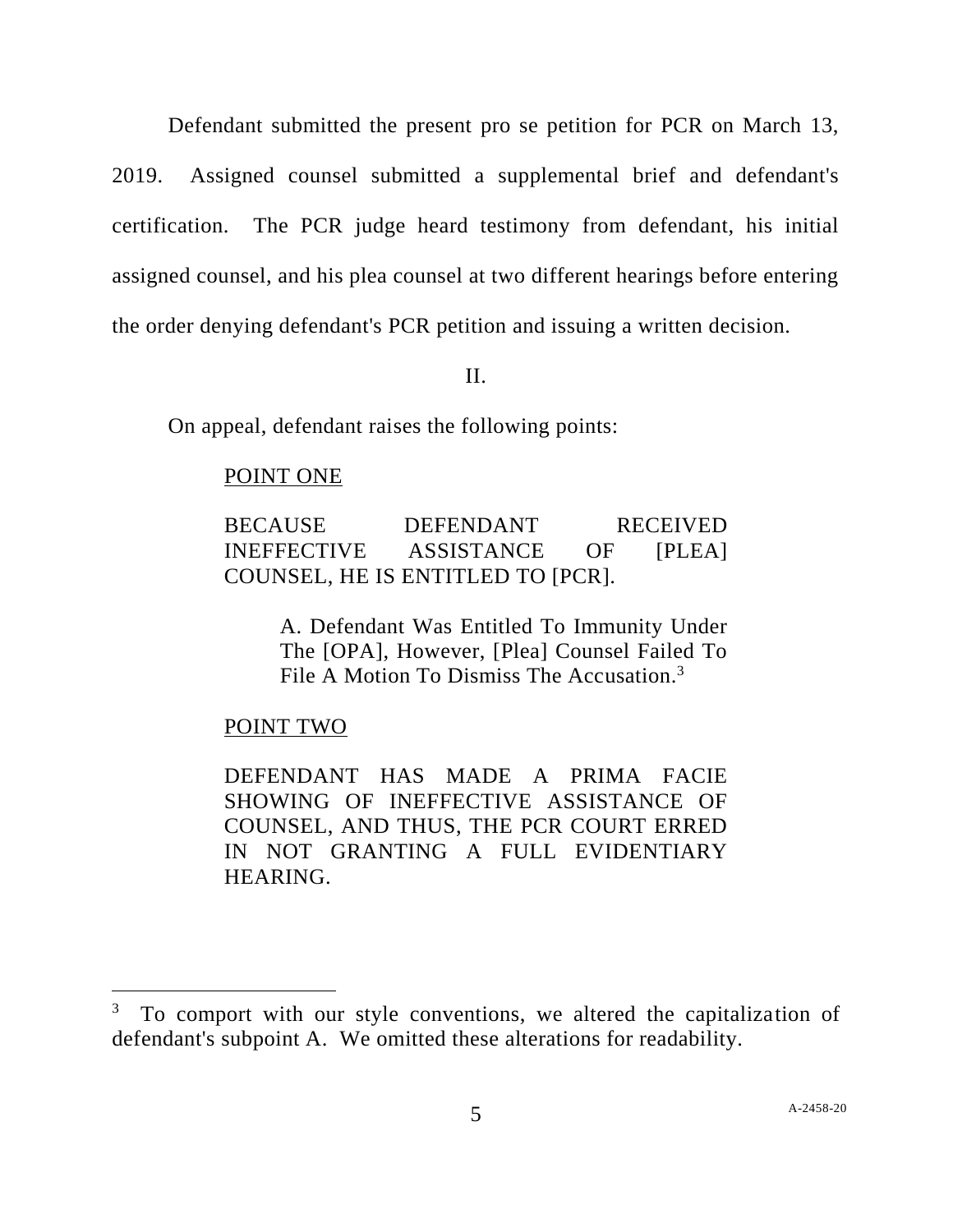Defendant submitted the present pro se petition for PCR on March 13, 2019. Assigned counsel submitted a supplemental brief and defendant's certification. The PCR judge heard testimony from defendant, his initial assigned counsel, and his plea counsel at two different hearings before entering the order denying defendant's PCR petition and issuing a written decision.

## II.

On appeal, defendant raises the following points:

> <u>POINT ONE</u>
>
> BECAUSE DEFENDANT RECEIVED INEFFECTIVE ASSISTANCE OF [PLEA] COUNSEL, HE IS ENTITLED TO [PCR].
>
> > A. Defendant Was Entitled To Immunity Under The [OPA], However, [Plea] Counsel Failed To File A Motion To Dismiss The Accusation.[3]
>
> <u>POINT TWO</u>
>
> DEFENDANT HAS MADE A PRIMA FACIE SHOWING OF INEFFECTIVE ASSISTANCE OF COUNSEL, AND THUS, THE PCR COURT ERRED IN NOT GRANTING A FULL EVIDENTIARY HEARING.

---

[3] To comport with our style conventions, we altered the capitalization of defendant's subpoint A. We omitted these alterations for readability.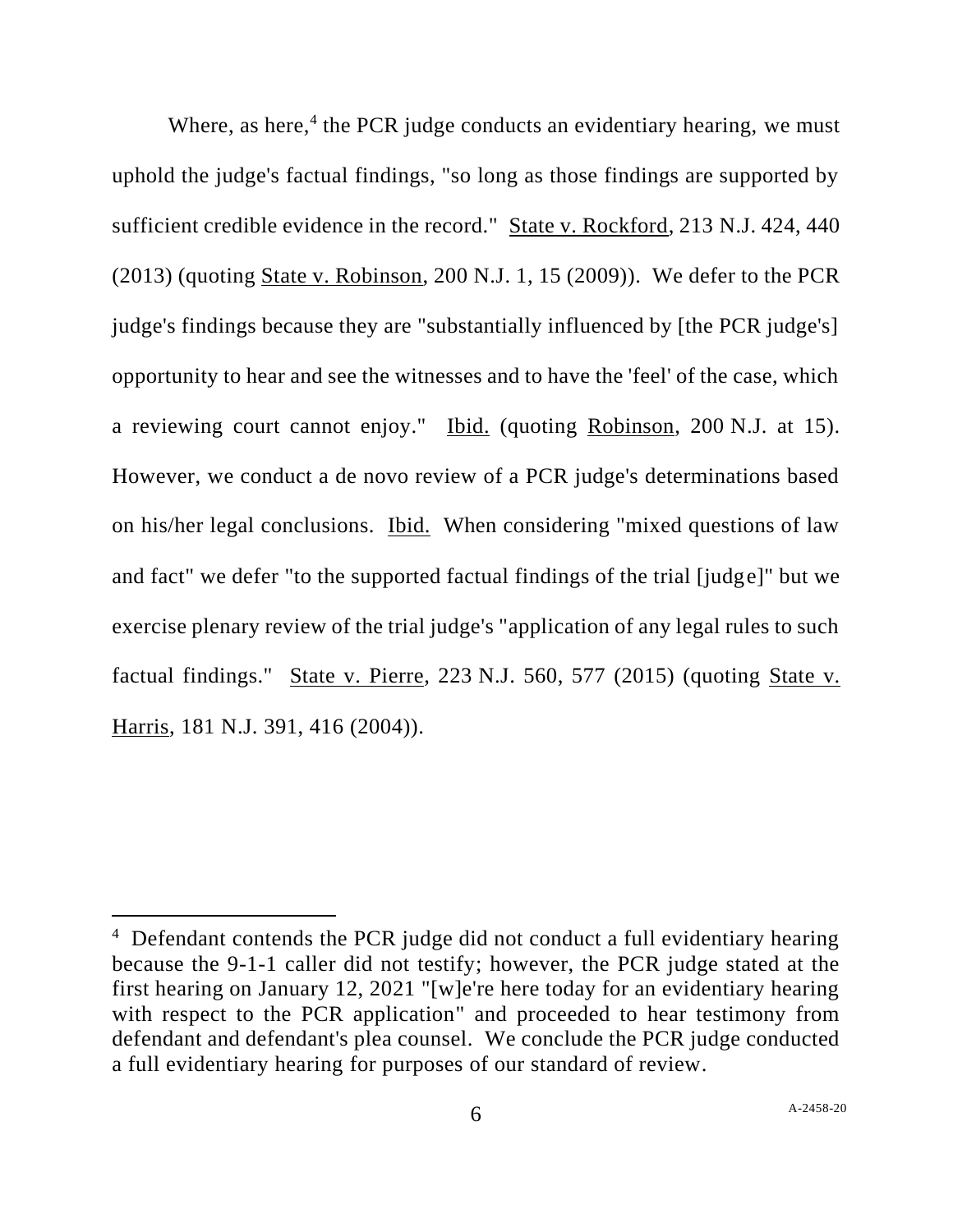Where, as here,[4] the PCR judge conducts an evidentiary hearing, we must uphold the judge's factual findings, "so long as those findings are supported by sufficient credible evidence in the record." State v. Rockford, 213 N.J. 424, 440 (2013) (quoting State v. Robinson, 200 N.J. 1, 15 (2009)). We defer to the PCR judge's findings because they are "substantially influenced by [the PCR judge's] opportunity to hear and see the witnesses and to have the 'feel' of the case, which a reviewing court cannot enjoy." Ibid. (quoting Robinson, 200 N.J. at 15). However, we conduct a de novo review of a PCR judge's determinations based on his/her legal conclusions. Ibid. When considering "mixed questions of law and fact" we defer "to the supported factual findings of the trial [judge]" but we exercise plenary review of the trial judge's "application of any legal rules to such factual findings." State v. Pierre, 223 N.J. 560, 577 (2015) (quoting State v. Harris, 181 N.J. 391, 416 (2004)).

---

[4] Defendant contends the PCR judge did not conduct a full evidentiary hearing because the 9-1-1 caller did not testify; however, the PCR judge stated at the first hearing on January 12, 2021 "[w]e're here today for an evidentiary hearing with respect to the PCR application" and proceeded to hear testimony from defendant and defendant's plea counsel. We conclude the PCR judge conducted a full evidentiary hearing for purposes of our standard of review.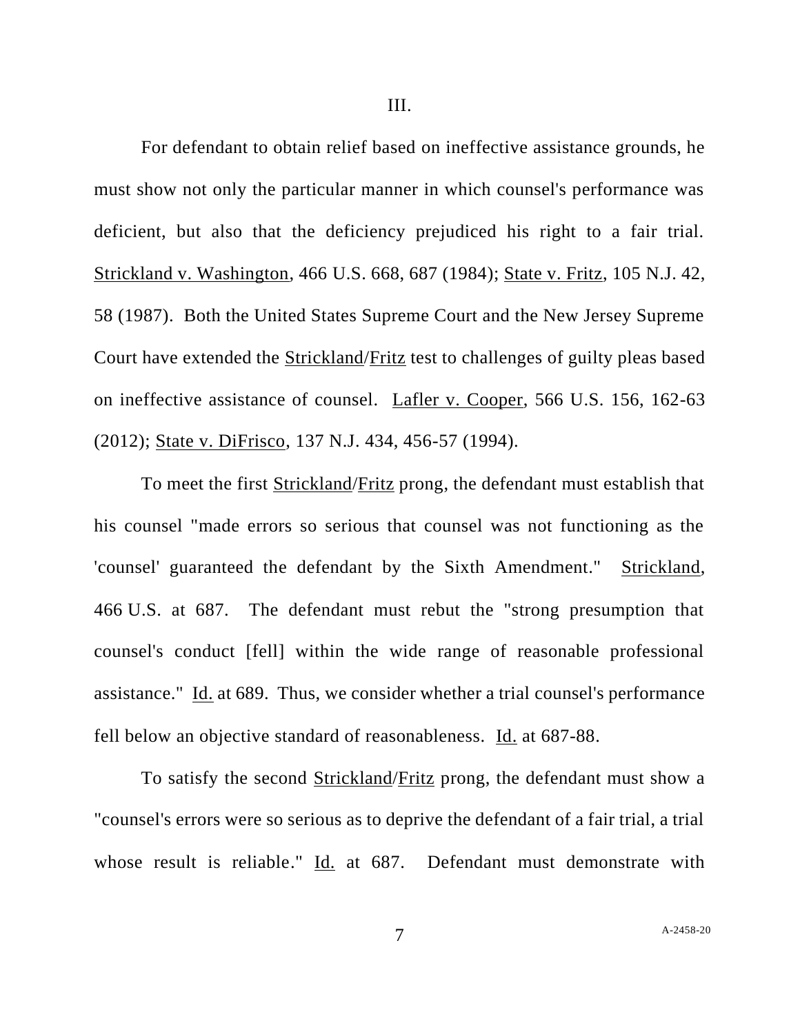III.

For defendant to obtain relief based on ineffective assistance grounds, he must show not only the particular manner in which counsel's performance was deficient, but also that the deficiency prejudiced his right to a fair trial. Strickland v. Washington, 466 U.S. 668, 687 (1984); State v. Fritz, 105 N.J. 42, 58 (1987). Both the United States Supreme Court and the New Jersey Supreme Court have extended the Strickland/Fritz test to challenges of guilty pleas based on ineffective assistance of counsel. Lafler v. Cooper, 566 U.S. 156, 162-63 (2012); State v. DiFrisco, 137 N.J. 434, 456-57 (1994).

To meet the first Strickland/Fritz prong, the defendant must establish that his counsel "made errors so serious that counsel was not functioning as the 'counsel' guaranteed the defendant by the Sixth Amendment." Strickland, 466 U.S. at 687. The defendant must rebut the "strong presumption that counsel's conduct [fell] within the wide range of reasonable professional assistance." Id. at 689. Thus, we consider whether a trial counsel's performance fell below an objective standard of reasonableness. Id. at 687-88.

To satisfy the second Strickland/Fritz prong, the defendant must show a "counsel's errors were so serious as to deprive the defendant of a fair trial, a trial whose result is reliable." Id. at 687. Defendant must demonstrate with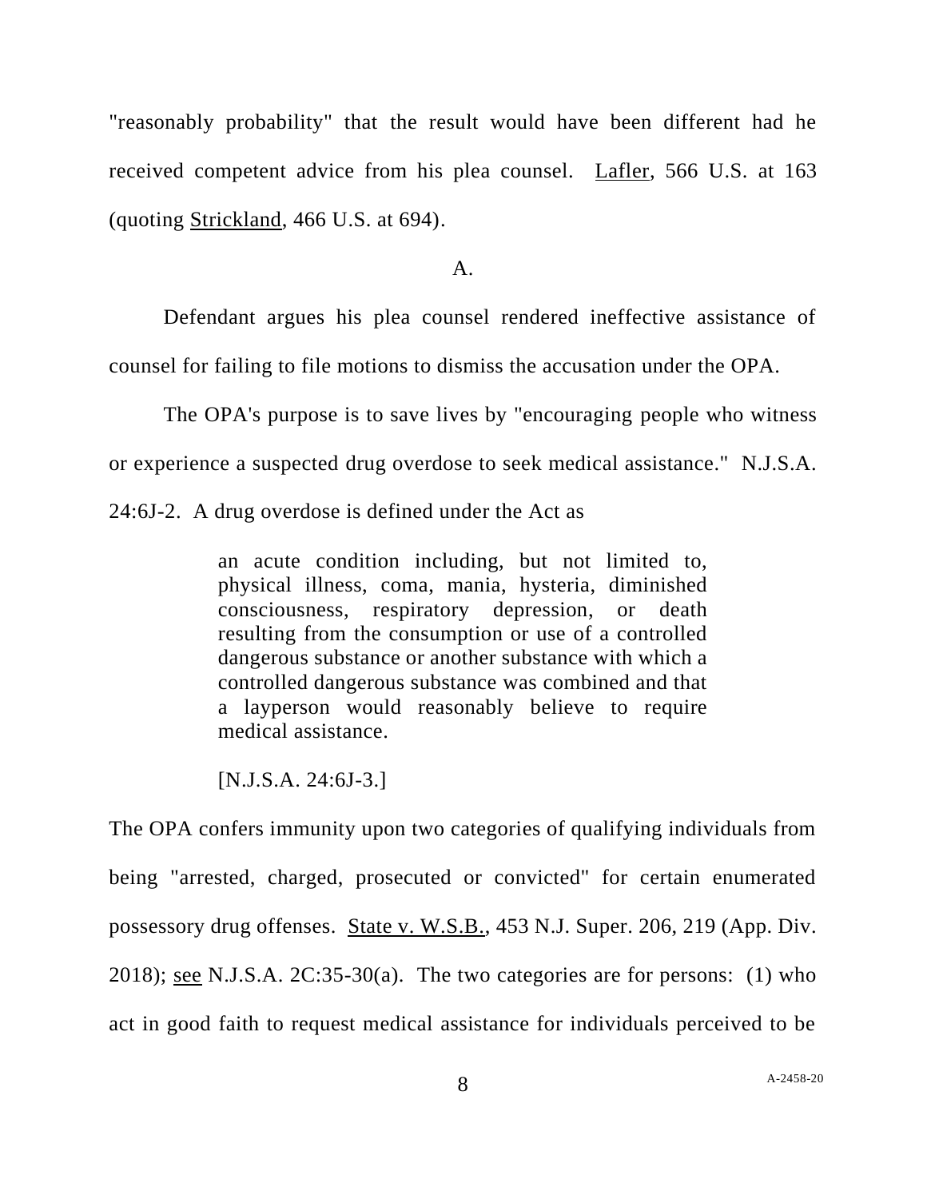"reasonably probability" that the result would have been different had he received competent advice from his plea counsel. Lafler, 566 U.S. at 163 (quoting Strickland, 466 U.S. at 694).

A.

Defendant argues his plea counsel rendered ineffective assistance of counsel for failing to file motions to dismiss the accusation under the OPA.

The OPA's purpose is to save lives by "encouraging people who witness or experience a suspected drug overdose to seek medical assistance." N.J.S.A. 24:6J-2. A drug overdose is defined under the Act as

> an acute condition including, but not limited to, physical illness, coma, mania, hysteria, diminished consciousness, respiratory depression, or death resulting from the consumption or use of a controlled dangerous substance or another substance with which a controlled dangerous substance was combined and that a layperson would reasonably believe to require medical assistance.
>
> [N.J.S.A. 24:6J-3.]

The OPA confers immunity upon two categories of qualifying individuals from being "arrested, charged, prosecuted or convicted" for certain enumerated possessory drug offenses. State v. W.S.B., 453 N.J. Super. 206, 219 (App. Div. 2018); see N.J.S.A. 2C:35-30(a). The two categories are for persons: (1) who act in good faith to request medical assistance for individuals perceived to be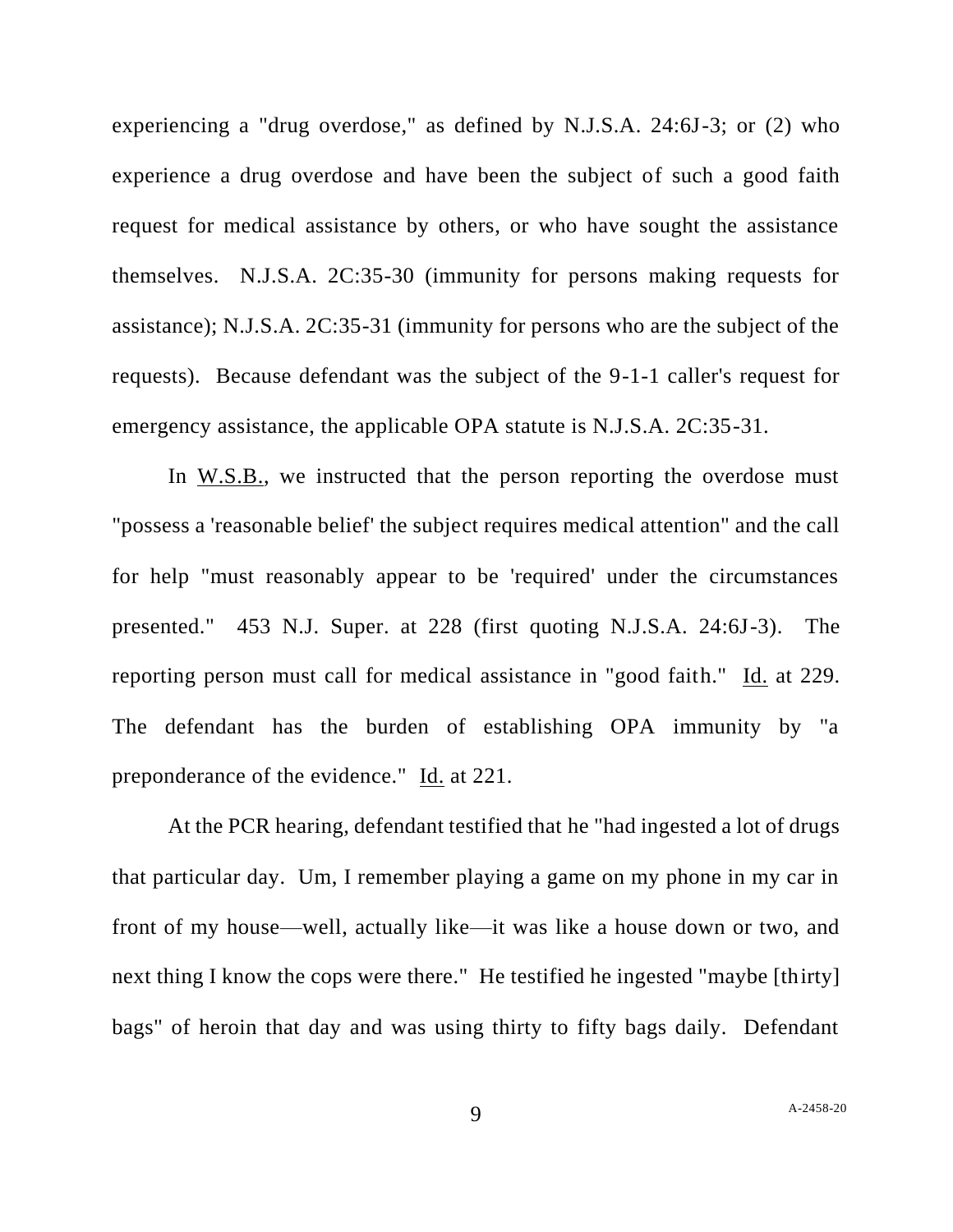experiencing a "drug overdose," as defined by N.J.S.A. 24:6J-3; or (2) who experience a drug overdose and have been the subject of such a good faith request for medical assistance by others, or who have sought the assistance themselves. N.J.S.A. 2C:35-30 (immunity for persons making requests for assistance); N.J.S.A. 2C:35-31 (immunity for persons who are the subject of the requests). Because defendant was the subject of the 9-1-1 caller's request for emergency assistance, the applicable OPA statute is N.J.S.A. 2C:35-31.

In W.S.B., we instructed that the person reporting the overdose must "possess a 'reasonable belief' the subject requires medical attention" and the call for help "must reasonably appear to be 'required' under the circumstances presented." 453 N.J. Super. at 228 (first quoting N.J.S.A. 24:6J-3). The reporting person must call for medical assistance in "good faith." Id. at 229. The defendant has the burden of establishing OPA immunity by "a preponderance of the evidence." Id. at 221.

At the PCR hearing, defendant testified that he "had ingested a lot of drugs that particular day. Um, I remember playing a game on my phone in my car in front of my house—well, actually like—it was like a house down or two, and next thing I know the cops were there." He testified he ingested "maybe [thirty] bags" of heroin that day and was using thirty to fifty bags daily. Defendant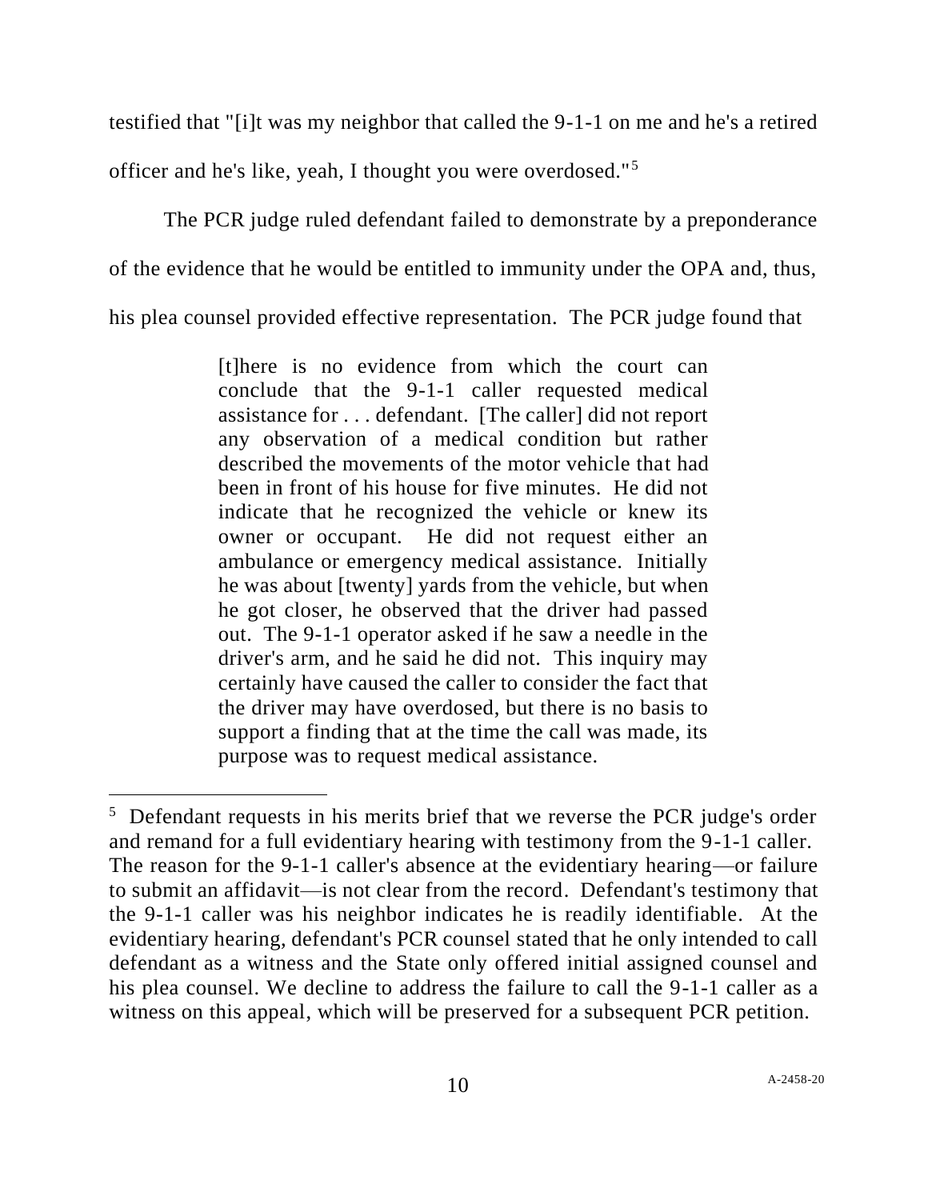testified that "[i]t was my neighbor that called the 9-1-1 on me and he's a retired officer and he's like, yeah, I thought you were overdosed."[5]

The PCR judge ruled defendant failed to demonstrate by a preponderance of the evidence that he would be entitled to immunity under the OPA and, thus, his plea counsel provided effective representation. The PCR judge found that

> [t]here is no evidence from which the court can conclude that the 9-1-1 caller requested medical assistance for . . . defendant. [The caller] did not report any observation of a medical condition but rather described the movements of the motor vehicle that had been in front of his house for five minutes. He did not indicate that he recognized the vehicle or knew its owner or occupant. He did not request either an ambulance or emergency medical assistance. Initially he was about [twenty] yards from the vehicle, but when he got closer, he observed that the driver had passed out. The 9-1-1 operator asked if he saw a needle in the driver's arm, and he said he did not. This inquiry may certainly have caused the caller to consider the fact that the driver may have overdosed, but there is no basis to support a finding that at the time the call was made, its purpose was to request medical assistance.

---

[5] Defendant requests in his merits brief that we reverse the PCR judge's order and remand for a full evidentiary hearing with testimony from the 9-1-1 caller. The reason for the 9-1-1 caller's absence at the evidentiary hearing—or failure to submit an affidavit—is not clear from the record. Defendant's testimony that the 9-1-1 caller was his neighbor indicates he is readily identifiable. At the evidentiary hearing, defendant's PCR counsel stated that he only intended to call defendant as a witness and the State only offered initial assigned counsel and his plea counsel. We decline to address the failure to call the 9-1-1 caller as a witness on this appeal, which will be preserved for a subsequent PCR petition.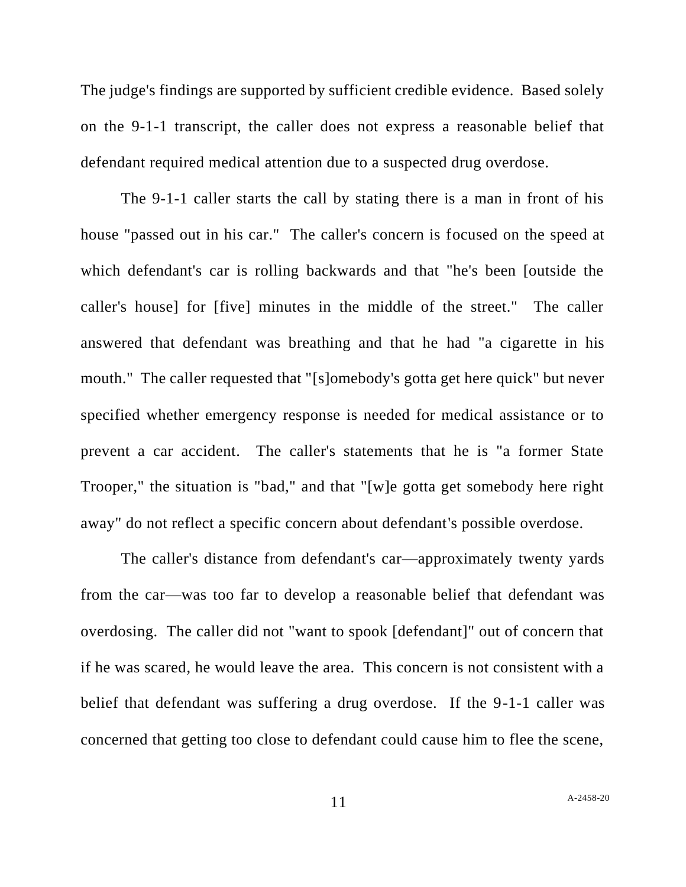The judge's findings are supported by sufficient credible evidence. Based solely on the 9-1-1 transcript, the caller does not express a reasonable belief that defendant required medical attention due to a suspected drug overdose.

The 9-1-1 caller starts the call by stating there is a man in front of his house "passed out in his car." The caller's concern is focused on the speed at which defendant's car is rolling backwards and that "he's been [outside the caller's house] for [five] minutes in the middle of the street." The caller answered that defendant was breathing and that he had "a cigarette in his mouth." The caller requested that "[s]omebody's gotta get here quick" but never specified whether emergency response is needed for medical assistance or to prevent a car accident. The caller's statements that he is "a former State Trooper," the situation is "bad," and that "[w]e gotta get somebody here right away" do not reflect a specific concern about defendant's possible overdose.

The caller's distance from defendant's car—approximately twenty yards from the car—was too far to develop a reasonable belief that defendant was overdosing. The caller did not "want to spook [defendant]" out of concern that if he was scared, he would leave the area. This concern is not consistent with a belief that defendant was suffering a drug overdose. If the 9-1-1 caller was concerned that getting too close to defendant could cause him to flee the scene,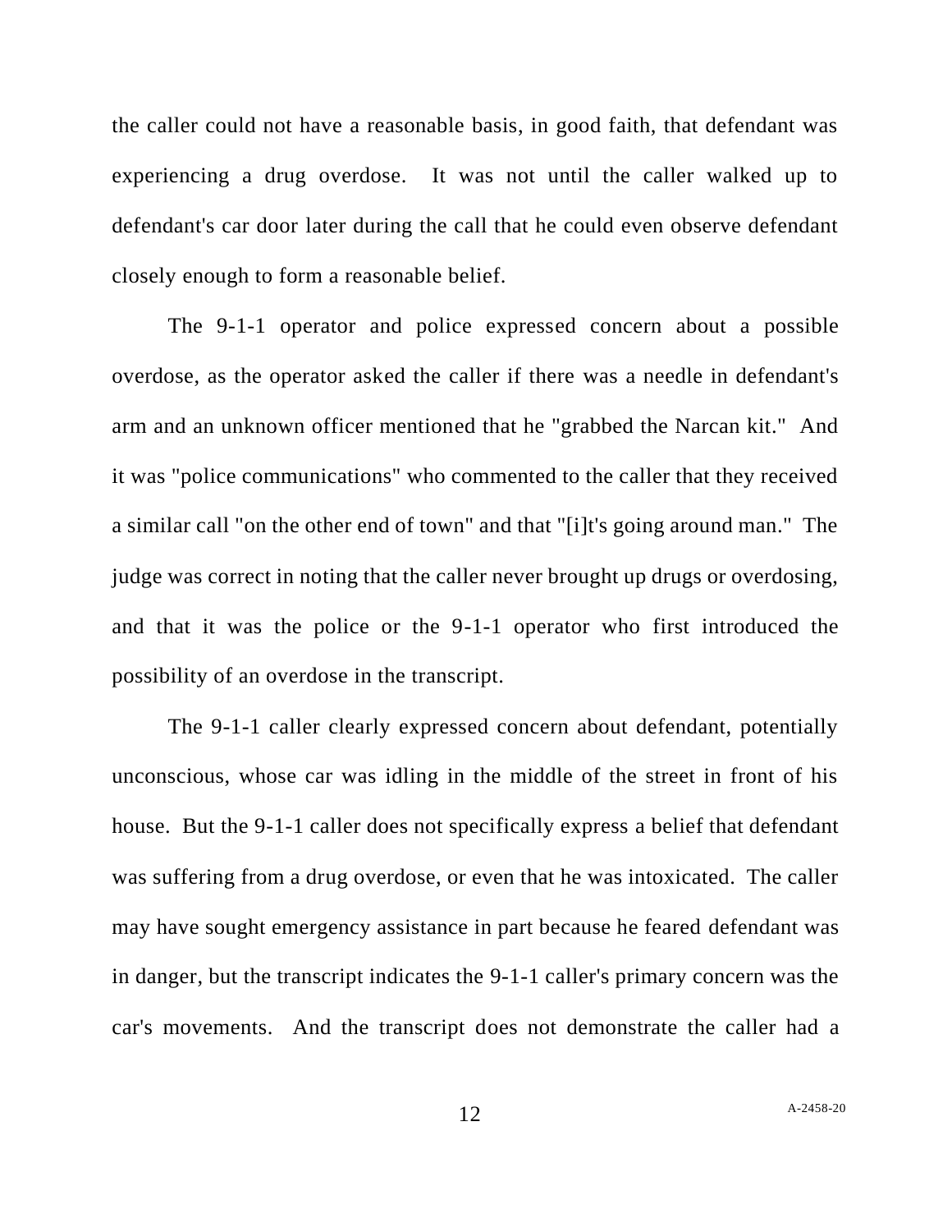the caller could not have a reasonable basis, in good faith, that defendant was experiencing a drug overdose. It was not until the caller walked up to defendant's car door later during the call that he could even observe defendant closely enough to form a reasonable belief.

The 9-1-1 operator and police expressed concern about a possible overdose, as the operator asked the caller if there was a needle in defendant's arm and an unknown officer mentioned that he "grabbed the Narcan kit." And it was "police communications" who commented to the caller that they received a similar call "on the other end of town" and that "[i]t's going around man." The judge was correct in noting that the caller never brought up drugs or overdosing, and that it was the police or the 9-1-1 operator who first introduced the possibility of an overdose in the transcript.

The 9-1-1 caller clearly expressed concern about defendant, potentially unconscious, whose car was idling in the middle of the street in front of his house. But the 9-1-1 caller does not specifically express a belief that defendant was suffering from a drug overdose, or even that he was intoxicated. The caller may have sought emergency assistance in part because he feared defendant was in danger, but the transcript indicates the 9-1-1 caller's primary concern was the car's movements. And the transcript does not demonstrate the caller had a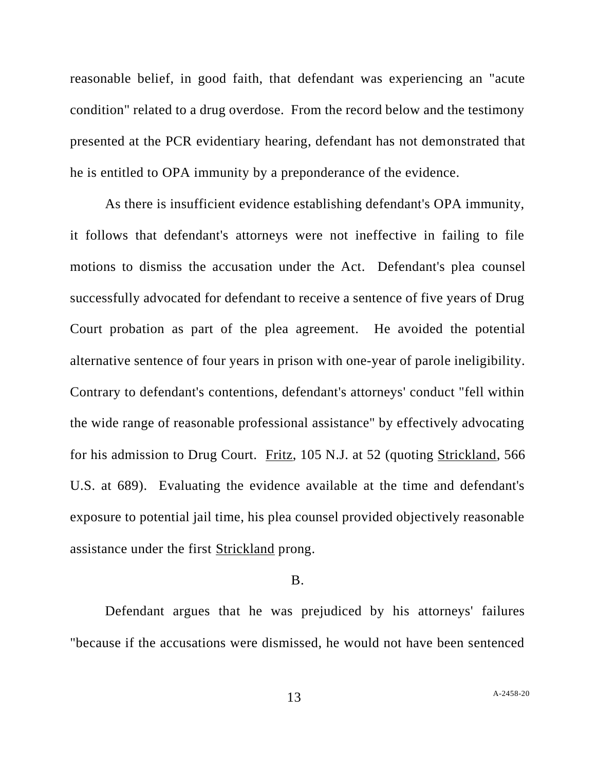reasonable belief, in good faith, that defendant was experiencing an "acute condition" related to a drug overdose. From the record below and the testimony presented at the PCR evidentiary hearing, defendant has not demonstrated that he is entitled to OPA immunity by a preponderance of the evidence.

As there is insufficient evidence establishing defendant's OPA immunity, it follows that defendant's attorneys were not ineffective in failing to file motions to dismiss the accusation under the Act. Defendant's plea counsel successfully advocated for defendant to receive a sentence of five years of Drug Court probation as part of the plea agreement. He avoided the potential alternative sentence of four years in prison with one-year of parole ineligibility. Contrary to defendant's contentions, defendant's attorneys' conduct "fell within the wide range of reasonable professional assistance" by effectively advocating for his admission to Drug Court. Fritz, 105 N.J. at 52 (quoting Strickland, 566 U.S. at 689). Evaluating the evidence available at the time and defendant's exposure to potential jail time, his plea counsel provided objectively reasonable assistance under the first Strickland prong.

B.

Defendant argues that he was prejudiced by his attorneys' failures "because if the accusations were dismissed, he would not have been sentenced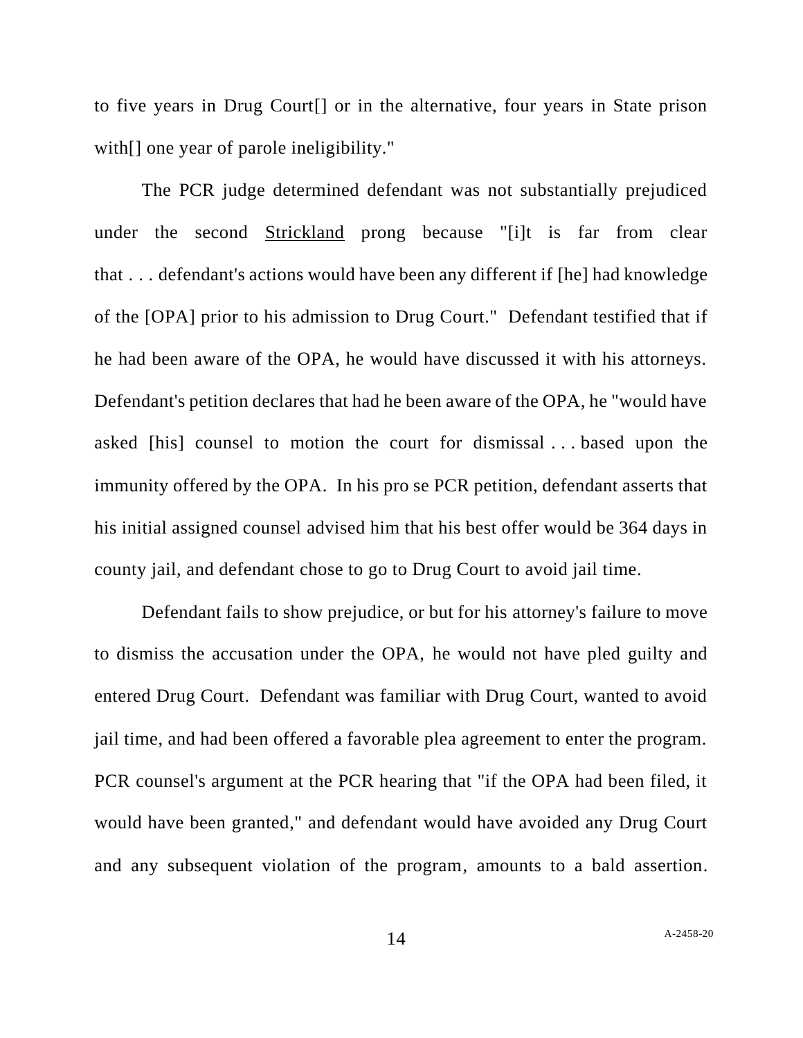to five years in Drug Court[] or in the alternative, four years in State prison with[] one year of parole ineligibility."

The PCR judge determined defendant was not substantially prejudiced under the second Strickland prong because "[i]t is far from clear that . . . defendant's actions would have been any different if [he] had knowledge of the [OPA] prior to his admission to Drug Court." Defendant testified that if he had been aware of the OPA, he would have discussed it with his attorneys. Defendant's petition declares that had he been aware of the OPA, he "would have asked [his] counsel to motion the court for dismissal . . . based upon the immunity offered by the OPA. In his pro se PCR petition, defendant asserts that his initial assigned counsel advised him that his best offer would be 364 days in county jail, and defendant chose to go to Drug Court to avoid jail time.

Defendant fails to show prejudice, or but for his attorney's failure to move to dismiss the accusation under the OPA, he would not have pled guilty and entered Drug Court. Defendant was familiar with Drug Court, wanted to avoid jail time, and had been offered a favorable plea agreement to enter the program. PCR counsel's argument at the PCR hearing that "if the OPA had been filed, it would have been granted," and defendant would have avoided any Drug Court and any subsequent violation of the program, amounts to a bald assertion.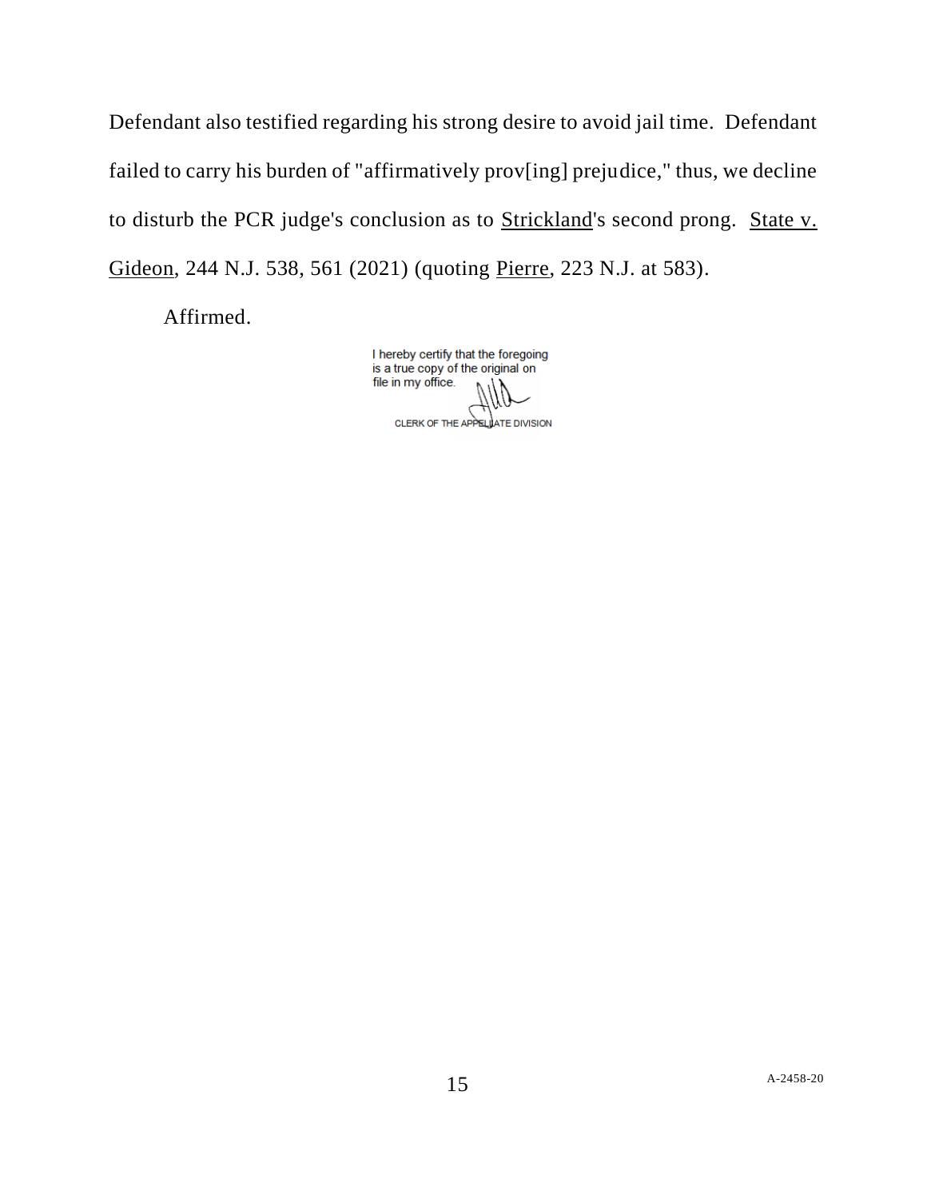Defendant also testified regarding his strong desire to avoid jail time. Defendant failed to carry his burden of "affirmatively prov[ing] prejudice," thus, we decline to disturb the PCR judge's conclusion as to Strickland's second prong. State v. Gideon, 244 N.J. 538, 561 (2021) (quoting Pierre, 223 N.J. at 583).

Affirmed.

I hereby certify that the foregoing is a true copy of the original on file in my office.

CLERK OF THE APPELLATE DIVISION